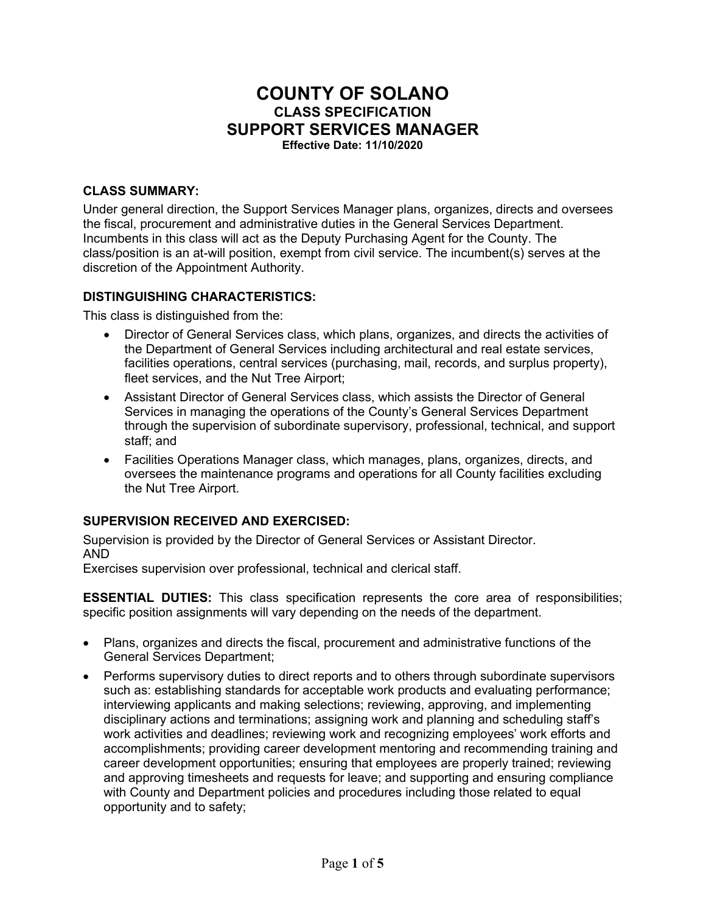# COUNTY OF SOLANO

## CLASS SPECIFICATION

## SUPPORT SERVICES MANAGER

**Effective Date: 11/10/2020**

### CLASS SUMMARY:

Under general direction, the Support Services Manager plans, organizes, directs and oversees the fiscal, procurement and administrative duties in the General Services Department. Incumbents in this class will act as the Deputy Purchasing Agent for the County. The class/position is an at-will position, exempt from civil service. The incumbent(s) serves at the discretion of the Appointment Authority.

### DISTINGUISHING CHARACTERISTICS:

This class is distinguished from the:

- Director of General Services class, which plans, organizes, and directs the activities of the Department of General Services including architectural and real estate services, facilities operations, central services (purchasing, mail, records, and surplus property), fleet services, and the Nut Tree Airport;
- Assistant Director of General Services class, which assists the Director of General Services in managing the operations of the County's General Services Department through the supervision of subordinate supervisory, professional, technical, and support staff; and
- Facilities Operations Manager class, which manages, plans, organizes, directs, and oversees the maintenance programs and operations for all County facilities excluding the Nut Tree Airport.

### SUPERVISION RECEIVED AND EXERCISED:

Supervision is provided by the Director of General Services or Assistant Director.
AND
Exercises supervision over professional, technical and clerical staff.

**ESSENTIAL DUTIES:** This class specification represents the core area of responsibilities; specific position assignments will vary depending on the needs of the department.

- Plans, organizes and directs the fiscal, procurement and administrative functions of the General Services Department;
- Performs supervisory duties to direct reports and to others through subordinate supervisors such as: establishing standards for acceptable work products and evaluating performance; interviewing applicants and making selections; reviewing, approving, and implementing disciplinary actions and terminations; assigning work and planning and scheduling staff's work activities and deadlines; reviewing work and recognizing employees' work efforts and accomplishments; providing career development mentoring and recommending training and career development opportunities; ensuring that employees are properly trained; reviewing and approving timesheets and requests for leave; and supporting and ensuring compliance with County and Department policies and procedures including those related to equal opportunity and to safety;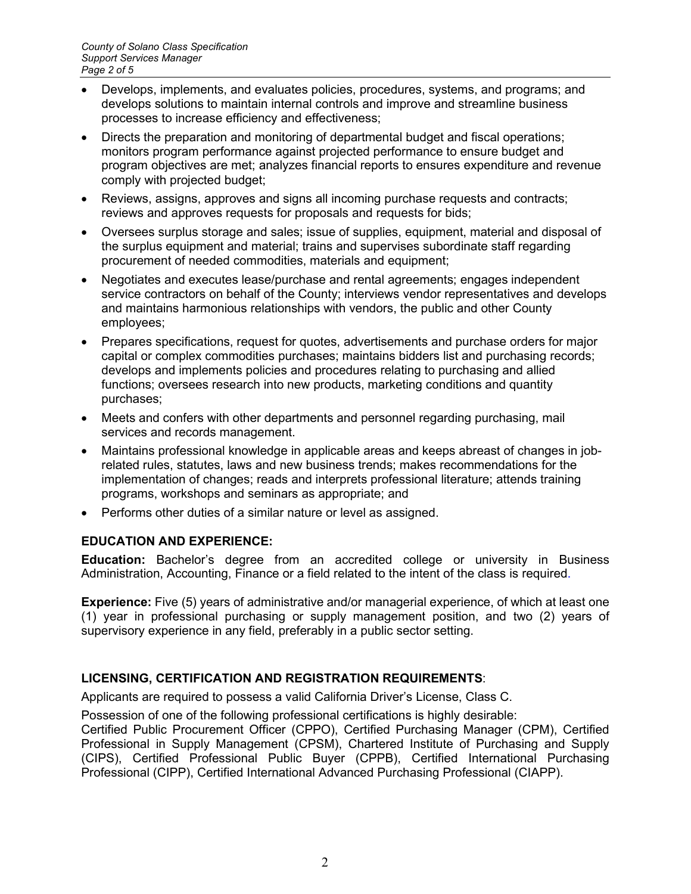- Develops, implements, and evaluates policies, procedures, systems, and programs; and develops solutions to maintain internal controls and improve and streamline business processes to increase efficiency and effectiveness;
- Directs the preparation and monitoring of departmental budget and fiscal operations; monitors program performance against projected performance to ensure budget and program objectives are met; analyzes financial reports to ensures expenditure and revenue comply with projected budget;
- Reviews, assigns, approves and signs all incoming purchase requests and contracts; reviews and approves requests for proposals and requests for bids;
- Oversees surplus storage and sales; issue of supplies, equipment, material and disposal of the surplus equipment and material; trains and supervises subordinate staff regarding procurement of needed commodities, materials and equipment;
- Negotiates and executes lease/purchase and rental agreements; engages independent service contractors on behalf of the County; interviews vendor representatives and develops and maintains harmonious relationships with vendors, the public and other County employees;
- Prepares specifications, request for quotes, advertisements and purchase orders for major capital or complex commodities purchases; maintains bidders list and purchasing records; develops and implements policies and procedures relating to purchasing and allied functions; oversees research into new products, marketing conditions and quantity purchases;
- Meets and confers with other departments and personnel regarding purchasing, mail services and records management.
- Maintains professional knowledge in applicable areas and keeps abreast of changes in job-related rules, statutes, laws and new business trends; makes recommendations for the implementation of changes; reads and interprets professional literature; attends training programs, workshops and seminars as appropriate; and
- Performs other duties of a similar nature or level as assigned.

## EDUCATION AND EXPERIENCE:

**Education:** Bachelor's degree from an accredited college or university in Business Administration, Accounting, Finance or a field related to the intent of the class is required.

**Experience:** Five (5) years of administrative and/or managerial experience, of which at least one (1) year in professional purchasing or supply management position, and two (2) years of supervisory experience in any field, preferably in a public sector setting.

## LICENSING, CERTIFICATION AND REGISTRATION REQUIREMENTS:

Applicants are required to possess a valid California Driver's License, Class C.

Possession of one of the following professional certifications is highly desirable:
Certified Public Procurement Officer (CPPO), Certified Purchasing Manager (CPM), Certified Professional in Supply Management (CPSM), Chartered Institute of Purchasing and Supply (CIPS), Certified Professional Public Buyer (CPPB), Certified International Purchasing Professional (CIPP), Certified International Advanced Purchasing Professional (CIAPP).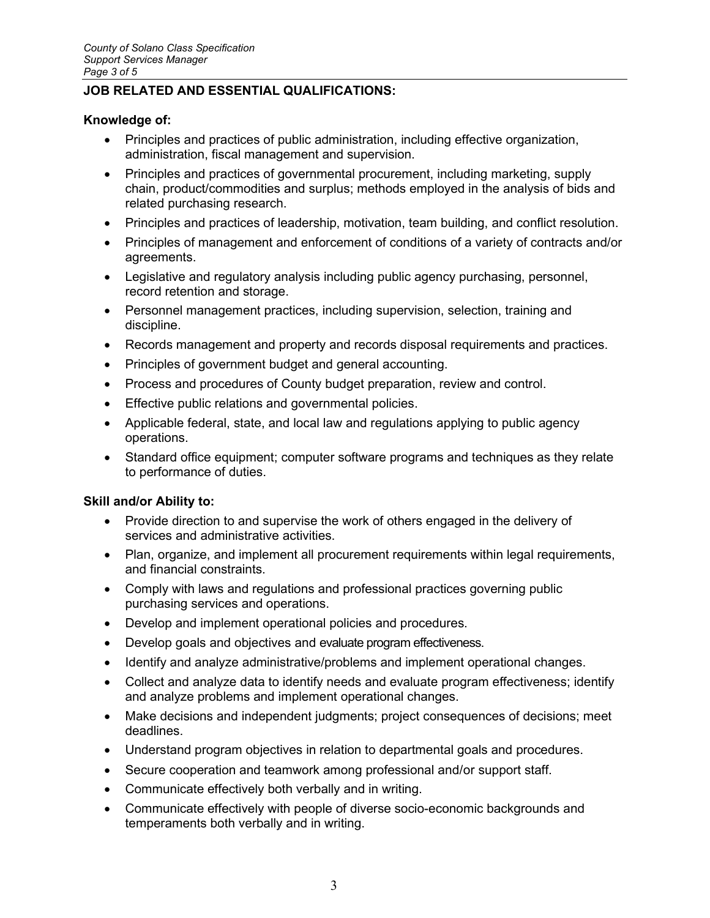## JOB RELATED AND ESSENTIAL QUALIFICATIONS:

### Knowledge of:

- Principles and practices of public administration, including effective organization, administration, fiscal management and supervision.
- Principles and practices of governmental procurement, including marketing, supply chain, product/commodities and surplus; methods employed in the analysis of bids and related purchasing research.
- Principles and practices of leadership, motivation, team building, and conflict resolution.
- Principles of management and enforcement of conditions of a variety of contracts and/or agreements.
- Legislative and regulatory analysis including public agency purchasing, personnel, record retention and storage.
- Personnel management practices, including supervision, selection, training and discipline.
- Records management and property and records disposal requirements and practices.
- Principles of government budget and general accounting.
- Process and procedures of County budget preparation, review and control.
- Effective public relations and governmental policies.
- Applicable federal, state, and local law and regulations applying to public agency operations.
- Standard office equipment; computer software programs and techniques as they relate to performance of duties.

### Skill and/or Ability to:

- Provide direction to and supervise the work of others engaged in the delivery of services and administrative activities.
- Plan, organize, and implement all procurement requirements within legal requirements, and financial constraints.
- Comply with laws and regulations and professional practices governing public purchasing services and operations.
- Develop and implement operational policies and procedures.
- Develop goals and objectives and evaluate program effectiveness.
- Identify and analyze administrative/problems and implement operational changes.
- Collect and analyze data to identify needs and evaluate program effectiveness; identify and analyze problems and implement operational changes.
- Make decisions and independent judgments; project consequences of decisions; meet deadlines.
- Understand program objectives in relation to departmental goals and procedures.
- Secure cooperation and teamwork among professional and/or support staff.
- Communicate effectively both verbally and in writing.
- Communicate effectively with people of diverse socio-economic backgrounds and temperaments both verbally and in writing.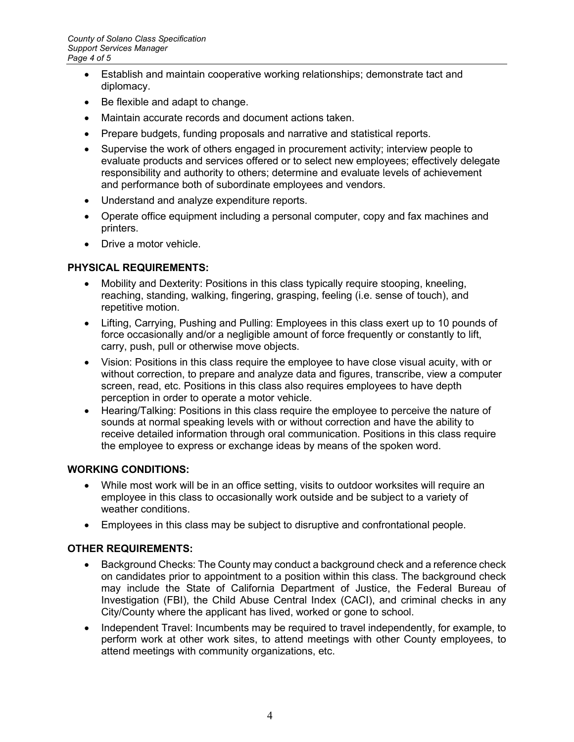- Establish and maintain cooperative working relationships; demonstrate tact and diplomacy.
- Be flexible and adapt to change.
- Maintain accurate records and document actions taken.
- Prepare budgets, funding proposals and narrative and statistical reports.
- Supervise the work of others engaged in procurement activity; interview people to evaluate products and services offered or to select new employees; effectively delegate responsibility and authority to others; determine and evaluate levels of achievement and performance both of subordinate employees and vendors.
- Understand and analyze expenditure reports.
- Operate office equipment including a personal computer, copy and fax machines and printers.
- Drive a motor vehicle.

**PHYSICAL REQUIREMENTS:**

- Mobility and Dexterity: Positions in this class typically require stooping, kneeling, reaching, standing, walking, fingering, grasping, feeling (i.e. sense of touch), and repetitive motion.
- Lifting, Carrying, Pushing and Pulling: Employees in this class exert up to 10 pounds of force occasionally and/or a negligible amount of force frequently or constantly to lift, carry, push, pull or otherwise move objects.
- Vision: Positions in this class require the employee to have close visual acuity, with or without correction, to prepare and analyze data and figures, transcribe, view a computer screen, read, etc. Positions in this class also requires employees to have depth perception in order to operate a motor vehicle.
- Hearing/Talking: Positions in this class require the employee to perceive the nature of sounds at normal speaking levels with or without correction and have the ability to receive detailed information through oral communication. Positions in this class require the employee to express or exchange ideas by means of the spoken word.

**WORKING CONDITIONS:**

- While most work will be in an office setting, visits to outdoor worksites will require an employee in this class to occasionally work outside and be subject to a variety of weather conditions.
- Employees in this class may be subject to disruptive and confrontational people.

**OTHER REQUIREMENTS:**

- Background Checks: The County may conduct a background check and a reference check on candidates prior to appointment to a position within this class. The background check may include the State of California Department of Justice, the Federal Bureau of Investigation (FBI), the Child Abuse Central Index (CACI), and criminal checks in any City/County where the applicant has lived, worked or gone to school.
- Independent Travel: Incumbents may be required to travel independently, for example, to perform work at other work sites, to attend meetings with other County employees, to attend meetings with community organizations, etc.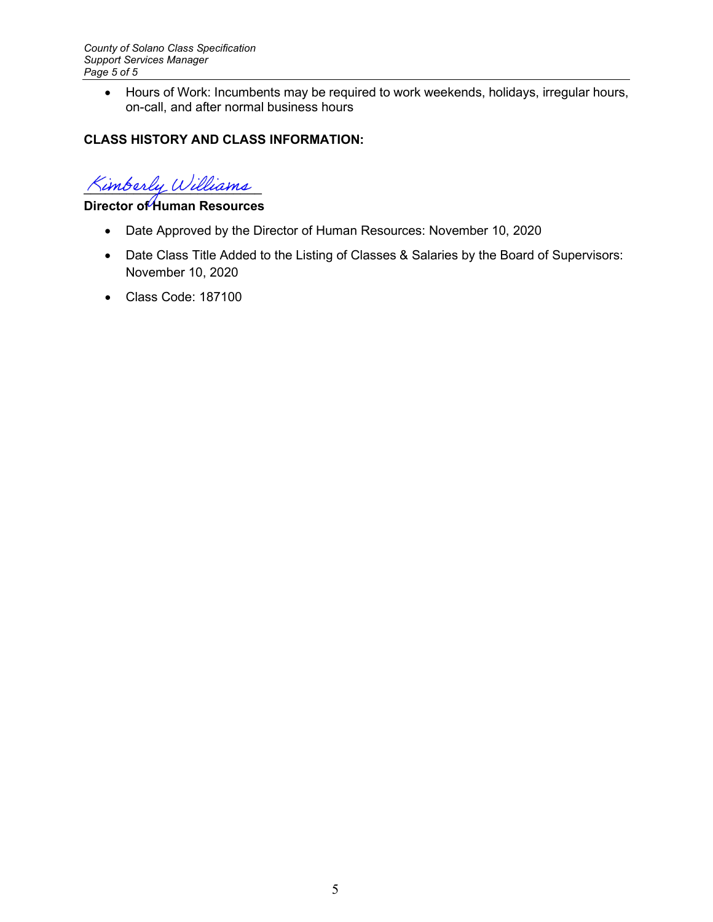- Hours of Work: Incumbents may be required to work weekends, holidays, irregular hours, on-call, and after normal business hours

**CLASS HISTORY AND CLASS INFORMATION:**

Kimberly Williams

**Director of Human Resources**

- Date Approved by the Director of Human Resources: November 10, 2020
- Date Class Title Added to the Listing of Classes & Salaries by the Board of Supervisors: November 10, 2020
- Class Code: 187100